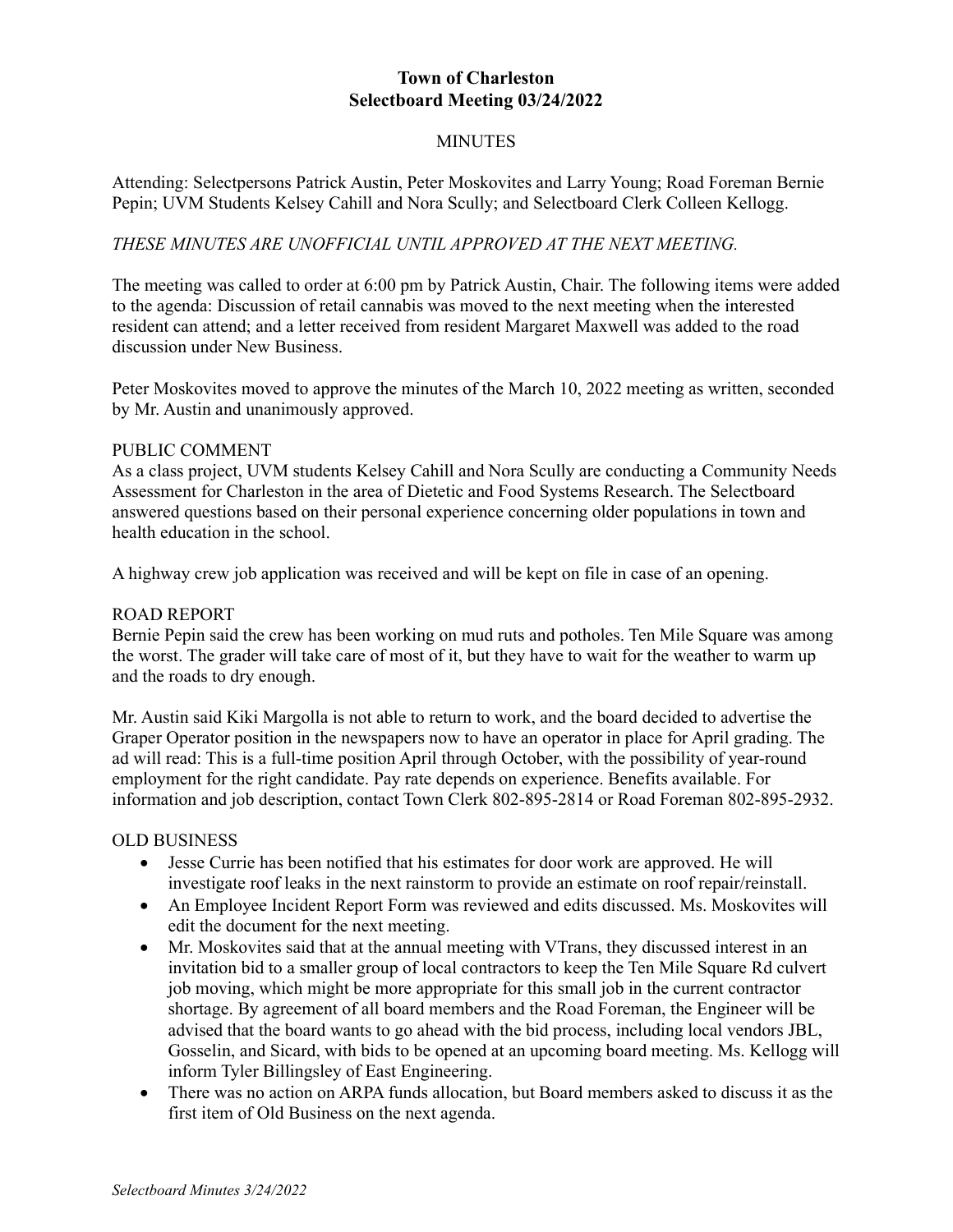# Town of Charleston
## Selectboard Meeting 03/24/2022

MINUTES

Attending: Selectpersons Patrick Austin, Peter Moskovites and Larry Young; Road Foreman Bernie Pepin; UVM Students Kelsey Cahill and Nora Scully; and Selectboard Clerk Colleen Kellogg.

*THESE MINUTES ARE UNOFFICIAL UNTIL APPROVED AT THE NEXT MEETING.*

The meeting was called to order at 6:00 pm by Patrick Austin, Chair. The following items were added to the agenda: Discussion of retail cannabis was moved to the next meeting when the interested resident can attend; and a letter received from resident Margaret Maxwell was added to the road discussion under New Business.

Peter Moskovites moved to approve the minutes of the March 10, 2022 meeting as written, seconded by Mr. Austin and unanimously approved.

PUBLIC COMMENT

As a class project, UVM students Kelsey Cahill and Nora Scully are conducting a Community Needs Assessment for Charleston in the area of Dietetic and Food Systems Research. The Selectboard answered questions based on their personal experience concerning older populations in town and health education in the school.

A highway crew job application was received and will be kept on file in case of an opening.

ROAD REPORT

Bernie Pepin said the crew has been working on mud ruts and potholes. Ten Mile Square was among the worst. The grader will take care of most of it, but they have to wait for the weather to warm up and the roads to dry enough.

Mr. Austin said Kiki Margolla is not able to return to work, and the board decided to advertise the Graper Operator position in the newspapers now to have an operator in place for April grading. The ad will read: This is a full-time position April through October, with the possibility of year-round employment for the right candidate. Pay rate depends on experience. Benefits available. For information and job description, contact Town Clerk 802-895-2814 or Road Foreman 802-895-2932.

OLD BUSINESS

- Jesse Currie has been notified that his estimates for door work are approved. He will investigate roof leaks in the next rainstorm to provide an estimate on roof repair/reinstall.
- An Employee Incident Report Form was reviewed and edits discussed. Ms. Moskovites will edit the document for the next meeting.
- Mr. Moskovites said that at the annual meeting with VTrans, they discussed interest in an invitation bid to a smaller group of local contractors to keep the Ten Mile Square Rd culvert job moving, which might be more appropriate for this small job in the current contractor shortage. By agreement of all board members and the Road Foreman, the Engineer will be advised that the board wants to go ahead with the bid process, including local vendors JBL, Gosselin, and Sicard, with bids to be opened at an upcoming board meeting. Ms. Kellogg will inform Tyler Billingsley of East Engineering.
- There was no action on ARPA funds allocation, but Board members asked to discuss it as the first item of Old Business on the next agenda.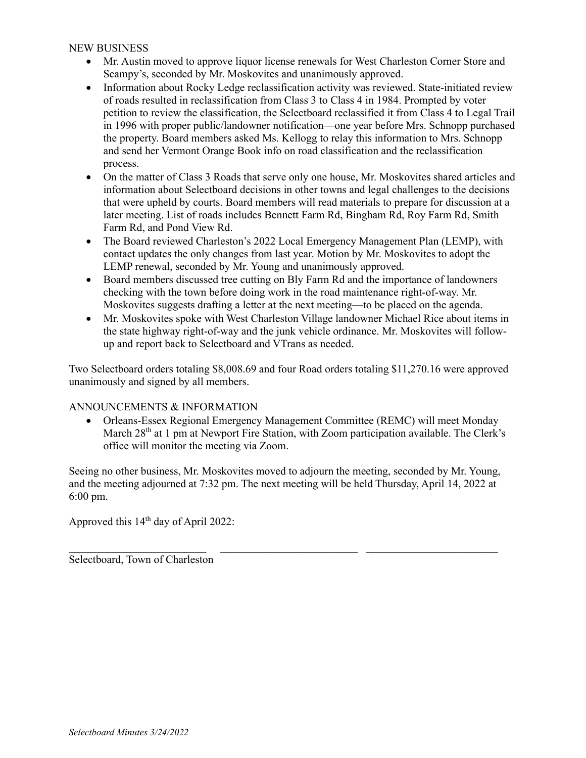NEW BUSINESS

- Mr. Austin moved to approve liquor license renewals for West Charleston Corner Store and Scampy's, seconded by Mr. Moskovites and unanimously approved.
- Information about Rocky Ledge reclassification activity was reviewed. State-initiated review of roads resulted in reclassification from Class 3 to Class 4 in 1984. Prompted by voter petition to review the classification, the Selectboard reclassified it from Class 4 to Legal Trail in 1996 with proper public/landowner notification—one year before Mrs. Schnopp purchased the property. Board members asked Ms. Kellogg to relay this information to Mrs. Schnopp and send her Vermont Orange Book info on road classification and the reclassification process.
- On the matter of Class 3 Roads that serve only one house, Mr. Moskovites shared articles and information about Selectboard decisions in other towns and legal challenges to the decisions that were upheld by courts. Board members will read materials to prepare for discussion at a later meeting. List of roads includes Bennett Farm Rd, Bingham Rd, Roy Farm Rd, Smith Farm Rd, and Pond View Rd.
- The Board reviewed Charleston's 2022 Local Emergency Management Plan (LEMP), with contact updates the only changes from last year. Motion by Mr. Moskovites to adopt the LEMP renewal, seconded by Mr. Young and unanimously approved.
- Board members discussed tree cutting on Bly Farm Rd and the importance of landowners checking with the town before doing work in the road maintenance right-of-way. Mr. Moskovites suggests drafting a letter at the next meeting—to be placed on the agenda.
- Mr. Moskovites spoke with West Charleston Village landowner Michael Rice about items in the state highway right-of-way and the junk vehicle ordinance. Mr. Moskovites will follow-up and report back to Selectboard and VTrans as needed.

Two Selectboard orders totaling $8,008.69 and four Road orders totaling $11,270.16 were approved unanimously and signed by all members.

ANNOUNCEMENTS & INFORMATION

- Orleans-Essex Regional Emergency Management Committee (REMC) will meet Monday March 28th at 1 pm at Newport Fire Station, with Zoom participation available. The Clerk's office will monitor the meeting via Zoom.

Seeing no other business, Mr. Moskovites moved to adjourn the meeting, seconded by Mr. Young, and the meeting adjourned at 7:32 pm. The next meeting will be held Thursday, April 14, 2022 at 6:00 pm.

Approved this 14th day of April 2022:

\_\_\_\_\_\_\_\_\_\_\_\_\_\_\_\_\_\_\_\_\_\_\_\_\_\_ \_\_\_\_\_\_\_\_\_\_\_\_\_\_\_\_\_\_\_\_\_\_\_\_\_\_ \_\_\_\_\_\_\_\_\_\_\_\_\_\_\_\_\_\_\_\_\_\_\_\_\_\_

Selectboard, Town of Charleston